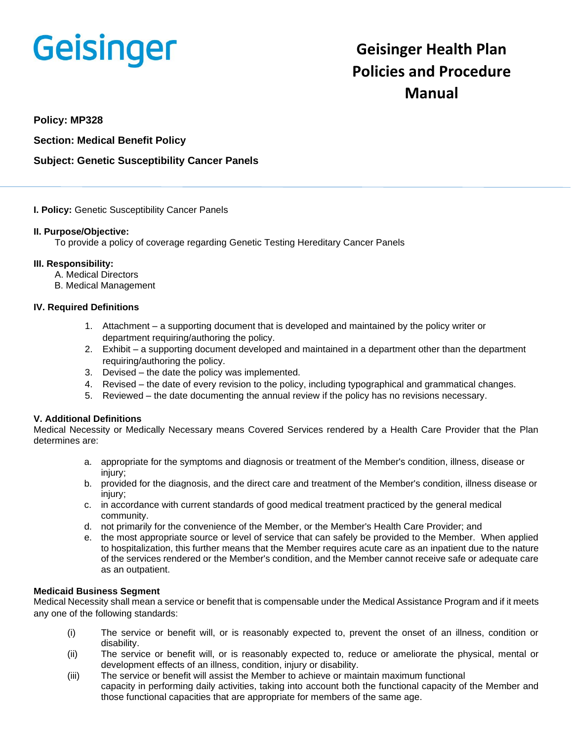Geisinger

# Geisinger Health Plan Policies and Procedure Manual

**Policy: MP328**

**Section: Medical Benefit Policy**

**Subject: Genetic Susceptibility Cancer Panels**

---

**I. Policy:** Genetic Susceptibility Cancer Panels

**II. Purpose/Objective:**

To provide a policy of coverage regarding Genetic Testing Hereditary Cancer Panels

**III. Responsibility:**

A. Medical Directors
B. Medical Management

**IV. Required Definitions**

1. Attachment – a supporting document that is developed and maintained by the policy writer or department requiring/authoring the policy.
2. Exhibit – a supporting document developed and maintained in a department other than the department requiring/authoring the policy.
3. Devised – the date the policy was implemented.
4. Revised – the date of every revision to the policy, including typographical and grammatical changes.
5. Reviewed – the date documenting the annual review if the policy has no revisions necessary.

**V. Additional Definitions**

Medical Necessity or Medically Necessary means Covered Services rendered by a Health Care Provider that the Plan determines are:

a. appropriate for the symptoms and diagnosis or treatment of the Member's condition, illness, disease or injury;
b. provided for the diagnosis, and the direct care and treatment of the Member's condition, illness disease or injury;
c. in accordance with current standards of good medical treatment practiced by the general medical community.
d. not primarily for the convenience of the Member, or the Member's Health Care Provider; and
e. the most appropriate source or level of service that can safely be provided to the Member. When applied to hospitalization, this further means that the Member requires acute care as an inpatient due to the nature of the services rendered or the Member's condition, and the Member cannot receive safe or adequate care as an outpatient.

**Medicaid Business Segment**

Medical Necessity shall mean a service or benefit that is compensable under the Medical Assistance Program and if it meets any one of the following standards:

(i) The service or benefit will, or is reasonably expected to, prevent the onset of an illness, condition or disability.
(ii) The service or benefit will, or is reasonably expected to, reduce or ameliorate the physical, mental or development effects of an illness, condition, injury or disability.
(iii) The service or benefit will assist the Member to achieve or maintain maximum functional capacity in performing daily activities, taking into account both the functional capacity of the Member and those functional capacities that are appropriate for members of the same age.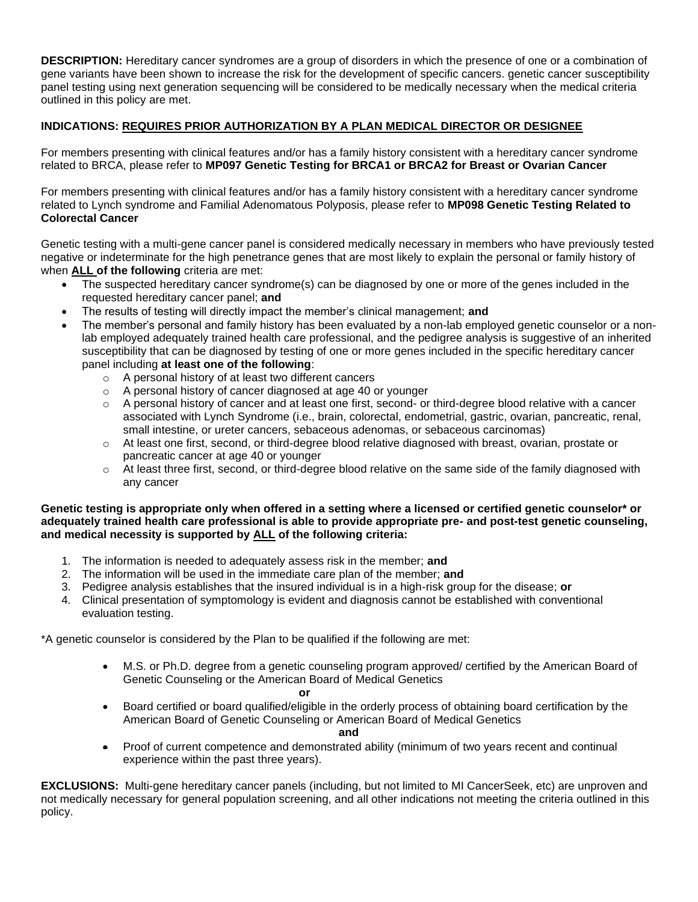**DESCRIPTION:** Hereditary cancer syndromes are a group of disorders in which the presence of one or a combination of gene variants have been shown to increase the risk for the development of specific cancers. genetic cancer susceptibility panel testing using next generation sequencing will be considered to be medically necessary when the medical criteria outlined in this policy are met.

**INDICATIONS: <u>REQUIRES PRIOR AUTHORIZATION BY A PLAN MEDICAL DIRECTOR OR DESIGNEE</u>**

For members presenting with clinical features and/or has a family history consistent with a hereditary cancer syndrome related to BRCA, please refer to **MP097 Genetic Testing for BRCA1 or BRCA2 for Breast or Ovarian Cancer**

For members presenting with clinical features and/or has a family history consistent with a hereditary cancer syndrome related to Lynch syndrome and Familial Adenomatous Polyposis, please refer to **MP098 Genetic Testing Related to Colorectal Cancer**

Genetic testing with a multi-gene cancer panel is considered medically necessary in members who have previously tested negative or indeterminate for the high penetrance genes that are most likely to explain the personal or family history of when **<u>ALL</u> of the following** criteria are met:

- The suspected hereditary cancer syndrome(s) can be diagnosed by one or more of the genes included in the requested hereditary cancer panel; **and**
- The results of testing will directly impact the member's clinical management; **and**
- The member's personal and family history has been evaluated by a non-lab employed genetic counselor or a non-lab employed adequately trained health care professional, and the pedigree analysis is suggestive of an inherited susceptibility that can be diagnosed by testing of one or more genes included in the specific hereditary cancer panel including **at least one of the following**:
  - A personal history of at least two different cancers
  - A personal history of cancer diagnosed at age 40 or younger
  - A personal history of cancer and at least one first, second- or third-degree blood relative with a cancer associated with Lynch Syndrome (i.e., brain, colorectal, endometrial, gastric, ovarian, pancreatic, renal, small intestine, or ureter cancers, sebaceous adenomas, or sebaceous carcinomas)
  - At least one first, second, or third-degree blood relative diagnosed with breast, ovarian, prostate or pancreatic cancer at age 40 or younger
  - At least three first, second, or third-degree blood relative on the same side of the family diagnosed with any cancer

**Genetic testing is appropriate only when offered in a setting where a licensed or certified genetic counselor* or adequately trained health care professional is able to provide appropriate pre- and post-test genetic counseling, and medical necessity is supported by <u>ALL</u> of the following criteria:**

1. The information is needed to adequately assess risk in the member; **and**
2. The information will be used in the immediate care plan of the member; **and**
3. Pedigree analysis establishes that the insured individual is in a high-risk group for the disease; **or**
4. Clinical presentation of symptomology is evident and diagnosis cannot be established with conventional evaluation testing.

*A genetic counselor is considered by the Plan to be qualified if the following are met:

- M.S. or Ph.D. degree from a genetic counseling program approved/ certified by the American Board of Genetic Counseling or the American Board of Medical Genetics

  **or**

- Board certified or board qualified/eligible in the orderly process of obtaining board certification by the American Board of Genetic Counseling or American Board of Medical Genetics

  **and**

- Proof of current competence and demonstrated ability (minimum of two years recent and continual experience within the past three years).

**EXCLUSIONS:** Multi-gene hereditary cancer panels (including, but not limited to MI CancerSeek, etc) are unproven and not medically necessary for general population screening, and all other indications not meeting the criteria outlined in this policy.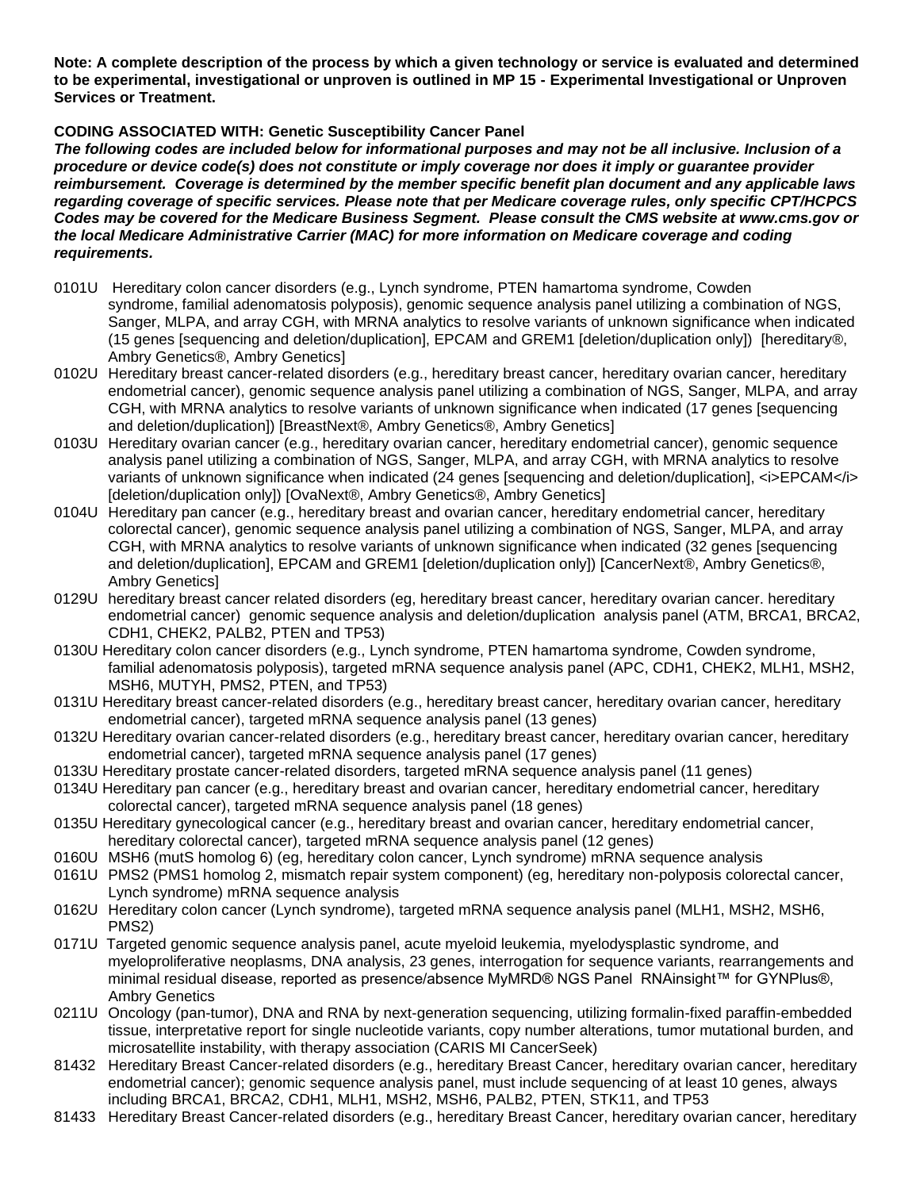**Note: A complete description of the process by which a given technology or service is evaluated and determined to be experimental, investigational or unproven is outlined in MP 15 - Experimental Investigational or Unproven Services or Treatment.**

**CODING ASSOCIATED WITH: Genetic Susceptibility Cancer Panel**

***The following codes are included below for informational purposes and may not be all inclusive. Inclusion of a procedure or device code(s) does not constitute or imply coverage nor does it imply or guarantee provider reimbursement. Coverage is determined by the member specific benefit plan document and any applicable laws regarding coverage of specific services. Please note that per Medicare coverage rules, only specific CPT/HCPCS Codes may be covered for the Medicare Business Segment. Please consult the CMS website at www.cms.gov or the local Medicare Administrative Carrier (MAC) for more information on Medicare coverage and coding requirements.***

0101U Hereditary colon cancer disorders (e.g., Lynch syndrome, PTEN hamartoma syndrome, Cowden syndrome, familial adenomatosis polyposis), genomic sequence analysis panel utilizing a combination of NGS, Sanger, MLPA, and array CGH, with MRNA analytics to resolve variants of unknown significance when indicated (15 genes [sequencing and deletion/duplication], EPCAM and GREM1 [deletion/duplication only]) [hereditary®, Ambry Genetics®, Ambry Genetics]

0102U Hereditary breast cancer-related disorders (e.g., hereditary breast cancer, hereditary ovarian cancer, hereditary endometrial cancer), genomic sequence analysis panel utilizing a combination of NGS, Sanger, MLPA, and array CGH, with MRNA analytics to resolve variants of unknown significance when indicated (17 genes [sequencing and deletion/duplication]) [BreastNext®, Ambry Genetics®, Ambry Genetics]

0103U Hereditary ovarian cancer (e.g., hereditary ovarian cancer, hereditary endometrial cancer), genomic sequence analysis panel utilizing a combination of NGS, Sanger, MLPA, and array CGH, with MRNA analytics to resolve variants of unknown significance when indicated (24 genes [sequencing and deletion/duplication], <i>EPCAM</i> [deletion/duplication only]) [OvaNext®, Ambry Genetics®, Ambry Genetics]

0104U Hereditary pan cancer (e.g., hereditary breast and ovarian cancer, hereditary endometrial cancer, hereditary colorectal cancer), genomic sequence analysis panel utilizing a combination of NGS, Sanger, MLPA, and array CGH, with MRNA analytics to resolve variants of unknown significance when indicated (32 genes [sequencing and deletion/duplication], EPCAM and GREM1 [deletion/duplication only]) [CancerNext®, Ambry Genetics®, Ambry Genetics]

0129U hereditary breast cancer related disorders (eg, hereditary breast cancer, hereditary ovarian cancer. hereditary endometrial cancer) genomic sequence analysis and deletion/duplication analysis panel (ATM, BRCA1, BRCA2, CDH1, CHEK2, PALB2, PTEN and TP53)

0130U Hereditary colon cancer disorders (e.g., Lynch syndrome, PTEN hamartoma syndrome, Cowden syndrome, familial adenomatosis polyposis), targeted mRNA sequence analysis panel (APC, CDH1, CHEK2, MLH1, MSH2, MSH6, MUTYH, PMS2, PTEN, and TP53)

0131U Hereditary breast cancer-related disorders (e.g., hereditary breast cancer, hereditary ovarian cancer, hereditary endometrial cancer), targeted mRNA sequence analysis panel (13 genes)

0132U Hereditary ovarian cancer-related disorders (e.g., hereditary breast cancer, hereditary ovarian cancer, hereditary endometrial cancer), targeted mRNA sequence analysis panel (17 genes)

0133U Hereditary prostate cancer-related disorders, targeted mRNA sequence analysis panel (11 genes)

0134U Hereditary pan cancer (e.g., hereditary breast and ovarian cancer, hereditary endometrial cancer, hereditary colorectal cancer), targeted mRNA sequence analysis panel (18 genes)

0135U Hereditary gynecological cancer (e.g., hereditary breast and ovarian cancer, hereditary endometrial cancer, hereditary colorectal cancer), targeted mRNA sequence analysis panel (12 genes)

0160U MSH6 (mutS homolog 6) (eg, hereditary colon cancer, Lynch syndrome) mRNA sequence analysis

0161U PMS2 (PMS1 homolog 2, mismatch repair system component) (eg, hereditary non-polyposis colorectal cancer, Lynch syndrome) mRNA sequence analysis

0162U Hereditary colon cancer (Lynch syndrome), targeted mRNA sequence analysis panel (MLH1, MSH2, MSH6, PMS2)

0171U Targeted genomic sequence analysis panel, acute myeloid leukemia, myelodysplastic syndrome, and myeloproliferative neoplasms, DNA analysis, 23 genes, interrogation for sequence variants, rearrangements and minimal residual disease, reported as presence/absence MyMRD® NGS Panel RNAinsight™ for GYNPlus®, Ambry Genetics

0211U Oncology (pan-tumor), DNA and RNA by next-generation sequencing, utilizing formalin-fixed paraffin-embedded tissue, interpretative report for single nucleotide variants, copy number alterations, tumor mutational burden, and microsatellite instability, with therapy association (CARIS MI CancerSeek)

81432 Hereditary Breast Cancer-related disorders (e.g., hereditary Breast Cancer, hereditary ovarian cancer, hereditary endometrial cancer); genomic sequence analysis panel, must include sequencing of at least 10 genes, always including BRCA1, BRCA2, CDH1, MLH1, MSH2, MSH6, PALB2, PTEN, STK11, and TP53

81433 Hereditary Breast Cancer-related disorders (e.g., hereditary Breast Cancer, hereditary ovarian cancer, hereditary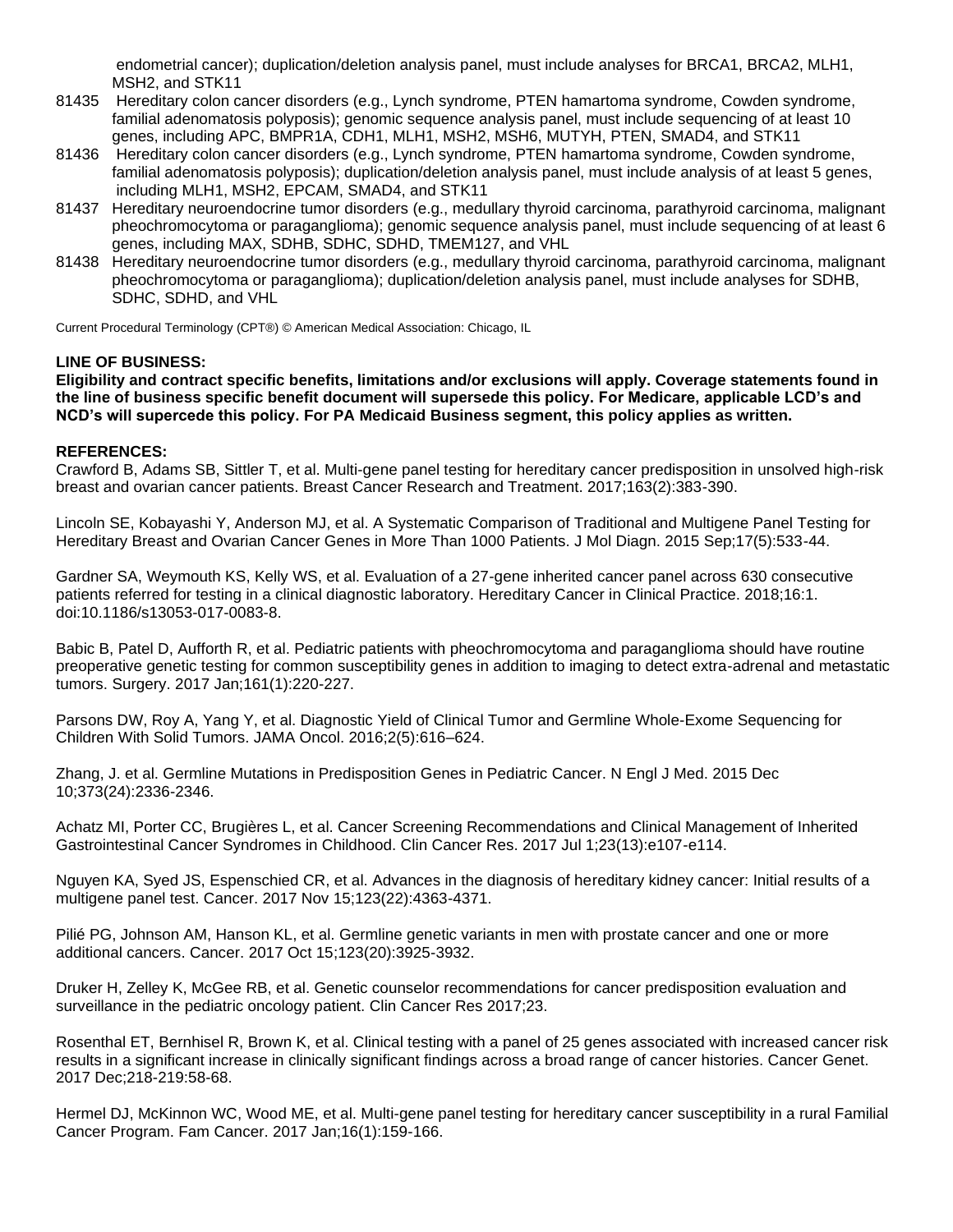endometrial cancer); duplication/deletion analysis panel, must include analyses for BRCA1, BRCA2, MLH1, MSH2, and STK11

81435 Hereditary colon cancer disorders (e.g., Lynch syndrome, PTEN hamartoma syndrome, Cowden syndrome, familial adenomatosis polyposis); genomic sequence analysis panel, must include sequencing of at least 10 genes, including APC, BMPR1A, CDH1, MLH1, MSH2, MSH6, MUTYH, PTEN, SMAD4, and STK11

81436 Hereditary colon cancer disorders (e.g., Lynch syndrome, PTEN hamartoma syndrome, Cowden syndrome, familial adenomatosis polyposis); duplication/deletion analysis panel, must include analysis of at least 5 genes, including MLH1, MSH2, EPCAM, SMAD4, and STK11

81437 Hereditary neuroendocrine tumor disorders (e.g., medullary thyroid carcinoma, parathyroid carcinoma, malignant pheochromocytoma or paraganglioma); genomic sequence analysis panel, must include sequencing of at least 6 genes, including MAX, SDHB, SDHC, SDHD, TMEM127, and VHL

81438 Hereditary neuroendocrine tumor disorders (e.g., medullary thyroid carcinoma, parathyroid carcinoma, malignant pheochromocytoma or paraganglioma); duplication/deletion analysis panel, must include analyses for SDHB, SDHC, SDHD, and VHL

Current Procedural Terminology (CPT®) © American Medical Association: Chicago, IL

**LINE OF BUSINESS:**

**Eligibility and contract specific benefits, limitations and/or exclusions will apply. Coverage statements found in the line of business specific benefit document will supersede this policy. For Medicare, applicable LCD's and NCD's will supercede this policy. For PA Medicaid Business segment, this policy applies as written.**

**REFERENCES:**

Crawford B, Adams SB, Sittler T, et al. Multi-gene panel testing for hereditary cancer predisposition in unsolved high-risk breast and ovarian cancer patients. Breast Cancer Research and Treatment. 2017;163(2):383-390.

Lincoln SE, Kobayashi Y, Anderson MJ, et al. A Systematic Comparison of Traditional and Multigene Panel Testing for Hereditary Breast and Ovarian Cancer Genes in More Than 1000 Patients. J Mol Diagn. 2015 Sep;17(5):533-44.

Gardner SA, Weymouth KS, Kelly WS, et al. Evaluation of a 27-gene inherited cancer panel across 630 consecutive patients referred for testing in a clinical diagnostic laboratory. Hereditary Cancer in Clinical Practice. 2018;16:1. doi:10.1186/s13053-017-0083-8.

Babic B, Patel D, Aufforth R, et al. Pediatric patients with pheochromocytoma and paraganglioma should have routine preoperative genetic testing for common susceptibility genes in addition to imaging to detect extra-adrenal and metastatic tumors. Surgery. 2017 Jan;161(1):220-227.

Parsons DW, Roy A, Yang Y, et al. Diagnostic Yield of Clinical Tumor and Germline Whole-Exome Sequencing for Children With Solid Tumors. JAMA Oncol. 2016;2(5):616–624.

Zhang, J. et al. Germline Mutations in Predisposition Genes in Pediatric Cancer. N Engl J Med. 2015 Dec 10;373(24):2336-2346.

Achatz MI, Porter CC, Brugières L, et al. Cancer Screening Recommendations and Clinical Management of Inherited Gastrointestinal Cancer Syndromes in Childhood. Clin Cancer Res. 2017 Jul 1;23(13):e107-e114.

Nguyen KA, Syed JS, Espenschied CR, et al. Advances in the diagnosis of hereditary kidney cancer: Initial results of a multigene panel test. Cancer. 2017 Nov 15;123(22):4363-4371.

Pilié PG, Johnson AM, Hanson KL, et al. Germline genetic variants in men with prostate cancer and one or more additional cancers. Cancer. 2017 Oct 15;123(20):3925-3932.

Druker H, Zelley K, McGee RB, et al. Genetic counselor recommendations for cancer predisposition evaluation and surveillance in the pediatric oncology patient. Clin Cancer Res 2017;23.

Rosenthal ET, Bernhisel R, Brown K, et al. Clinical testing with a panel of 25 genes associated with increased cancer risk results in a significant increase in clinically significant findings across a broad range of cancer histories. Cancer Genet. 2017 Dec;218-219:58-68.

Hermel DJ, McKinnon WC, Wood ME, et al. Multi-gene panel testing for hereditary cancer susceptibility in a rural Familial Cancer Program. Fam Cancer. 2017 Jan;16(1):159-166.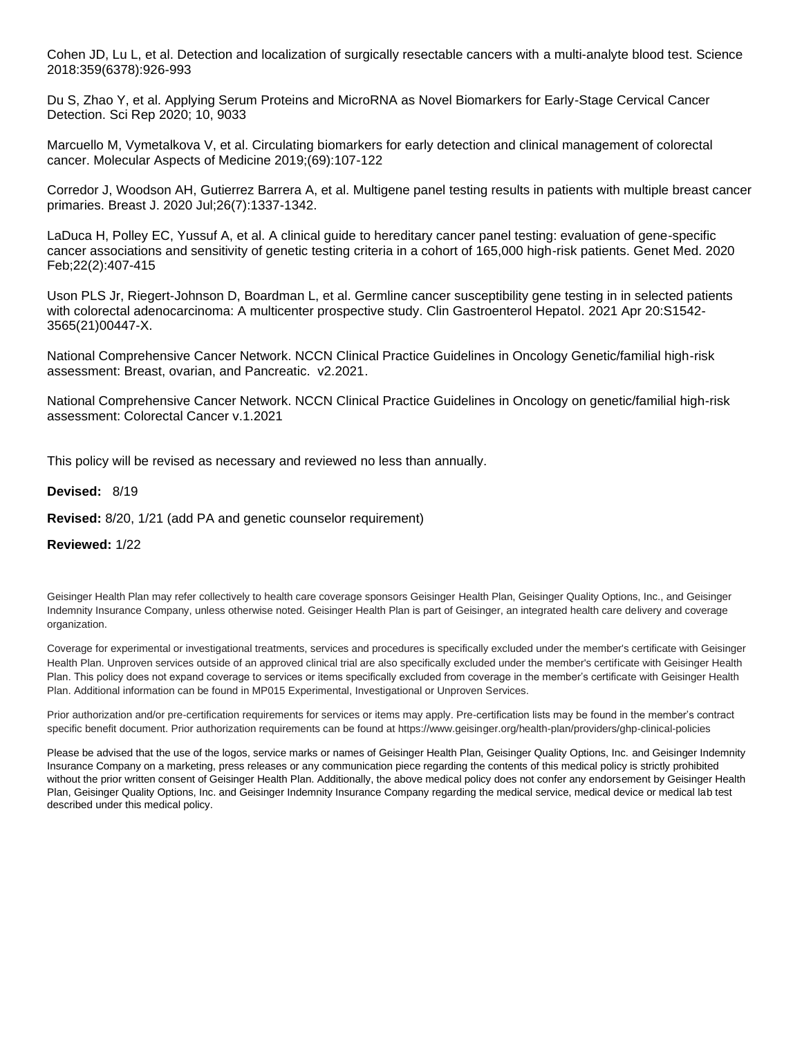Cohen JD, Lu L, et al. Detection and localization of surgically resectable cancers with a multi-analyte blood test. Science 2018:359(6378):926-993

Du S, Zhao Y, et al. Applying Serum Proteins and MicroRNA as Novel Biomarkers for Early-Stage Cervical Cancer Detection. Sci Rep 2020; 10, 9033

Marcuello M, Vymetalkova V, et al. Circulating biomarkers for early detection and clinical management of colorectal cancer. Molecular Aspects of Medicine 2019;(69):107-122

Corredor J, Woodson AH, Gutierrez Barrera A, et al. Multigene panel testing results in patients with multiple breast cancer primaries. Breast J. 2020 Jul;26(7):1337-1342.

LaDuca H, Polley EC, Yussuf A, et al. A clinical guide to hereditary cancer panel testing: evaluation of gene-specific cancer associations and sensitivity of genetic testing criteria in a cohort of 165,000 high-risk patients. Genet Med. 2020 Feb;22(2):407-415

Uson PLS Jr, Riegert-Johnson D, Boardman L, et al. Germline cancer susceptibility gene testing in in selected patients with colorectal adenocarcinoma: A multicenter prospective study. Clin Gastroenterol Hepatol. 2021 Apr 20:S1542-3565(21)00447-X.

National Comprehensive Cancer Network. NCCN Clinical Practice Guidelines in Oncology Genetic/familial high-risk assessment: Breast, ovarian, and Pancreatic. v2.2021.

National Comprehensive Cancer Network. NCCN Clinical Practice Guidelines in Oncology on genetic/familial high-risk assessment: Colorectal Cancer v.1.2021

This policy will be revised as necessary and reviewed no less than annually.

**Devised:** 8/19

**Revised:** 8/20, 1/21 (add PA and genetic counselor requirement)

**Reviewed:** 1/22

Geisinger Health Plan may refer collectively to health care coverage sponsors Geisinger Health Plan, Geisinger Quality Options, Inc., and Geisinger Indemnity Insurance Company, unless otherwise noted. Geisinger Health Plan is part of Geisinger, an integrated health care delivery and coverage organization.

Coverage for experimental or investigational treatments, services and procedures is specifically excluded under the member's certificate with Geisinger Health Plan. Unproven services outside of an approved clinical trial are also specifically excluded under the member's certificate with Geisinger Health Plan. This policy does not expand coverage to services or items specifically excluded from coverage in the member's certificate with Geisinger Health Plan. Additional information can be found in MP015 Experimental, Investigational or Unproven Services.

Prior authorization and/or pre-certification requirements for services or items may apply. Pre-certification lists may be found in the member's contract specific benefit document. Prior authorization requirements can be found at https://www.geisinger.org/health-plan/providers/ghp-clinical-policies

Please be advised that the use of the logos, service marks or names of Geisinger Health Plan, Geisinger Quality Options, Inc. and Geisinger Indemnity Insurance Company on a marketing, press releases or any communication piece regarding the contents of this medical policy is strictly prohibited without the prior written consent of Geisinger Health Plan. Additionally, the above medical policy does not confer any endorsement by Geisinger Health Plan, Geisinger Quality Options, Inc. and Geisinger Indemnity Insurance Company regarding the medical service, medical device or medical lab test described under this medical policy.